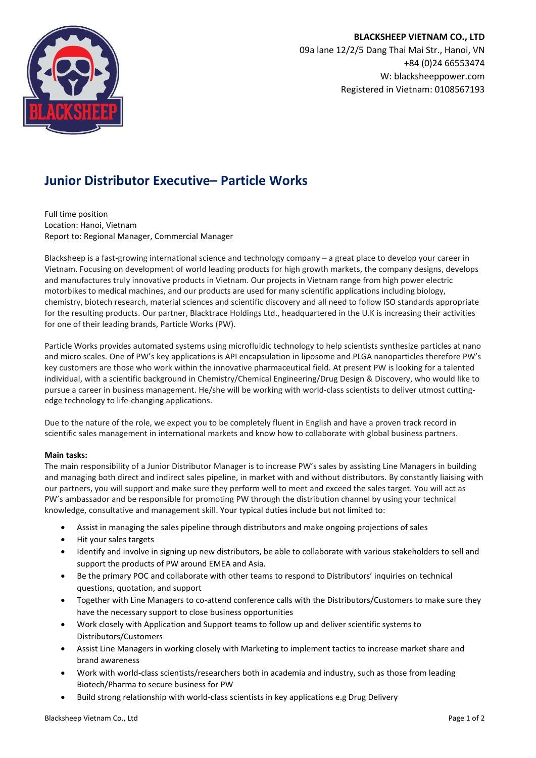**BLACKSHEEP VIETNAM CO., LTD**
09a lane 12/2/5 Dang Thai Mai Str., Hanoi, VN
+84 (0)24 66553474
W: blacksheeppower.com
Registered in Vietnam: 0108567193

# Junior Distributor Executive– Particle Works

Full time position
Location: Hanoi, Vietnam
Report to: Regional Manager, Commercial Manager

Blacksheep is a fast-growing international science and technology company – a great place to develop your career in Vietnam. Focusing on development of world leading products for high growth markets, the company designs, develops and manufactures truly innovative products in Vietnam. Our projects in Vietnam range from high power electric motorbikes to medical machines, and our products are used for many scientific applications including biology, chemistry, biotech research, material sciences and scientific discovery and all need to follow ISO standards appropriate for the resulting products. Our partner, Blacktrace Holdings Ltd., headquartered in the U.K is increasing their activities for one of their leading brands, Particle Works (PW).

Particle Works provides automated systems using microfluidic technology to help scientists synthesize particles at nano and micro scales. One of PW's key applications is API encapsulation in liposome and PLGA nanoparticles therefore PW's key customers are those who work within the innovative pharmaceutical field. At present PW is looking for a talented individual, with a scientific background in Chemistry/Chemical Engineering/Drug Design & Discovery, who would like to pursue a career in business management. He/she will be working with world-class scientists to deliver utmost cutting-edge technology to life-changing applications.

Due to the nature of the role, we expect you to be completely fluent in English and have a proven track record in scientific sales management in international markets and know how to collaborate with global business partners.

**Main tasks:**

The main responsibility of a Junior Distributor Manager is to increase PW's sales by assisting Line Managers in building and managing both direct and indirect sales pipeline, in market with and without distributors. By constantly liaising with our partners, you will support and make sure they perform well to meet and exceed the sales target. You will act as PW's ambassador and be responsible for promoting PW through the distribution channel by using your technical knowledge, consultative and management skill. Your typical duties include but not limited to:

- Assist in managing the sales pipeline through distributors and make ongoing projections of sales
- Hit your sales targets
- Identify and involve in signing up new distributors, be able to collaborate with various stakeholders to sell and support the products of PW around EMEA and Asia.
- Be the primary POC and collaborate with other teams to respond to Distributors' inquiries on technical questions, quotation, and support
- Together with Line Managers to co-attend conference calls with the Distributors/Customers to make sure they have the necessary support to close business opportunities
- Work closely with Application and Support teams to follow up and deliver scientific systems to Distributors/Customers
- Assist Line Managers in working closely with Marketing to implement tactics to increase market share and brand awareness
- Work with world-class scientists/researchers both in academia and industry, such as those from leading Biotech/Pharma to secure business for PW
- Build strong relationship with world-class scientists in key applications e.g Drug Delivery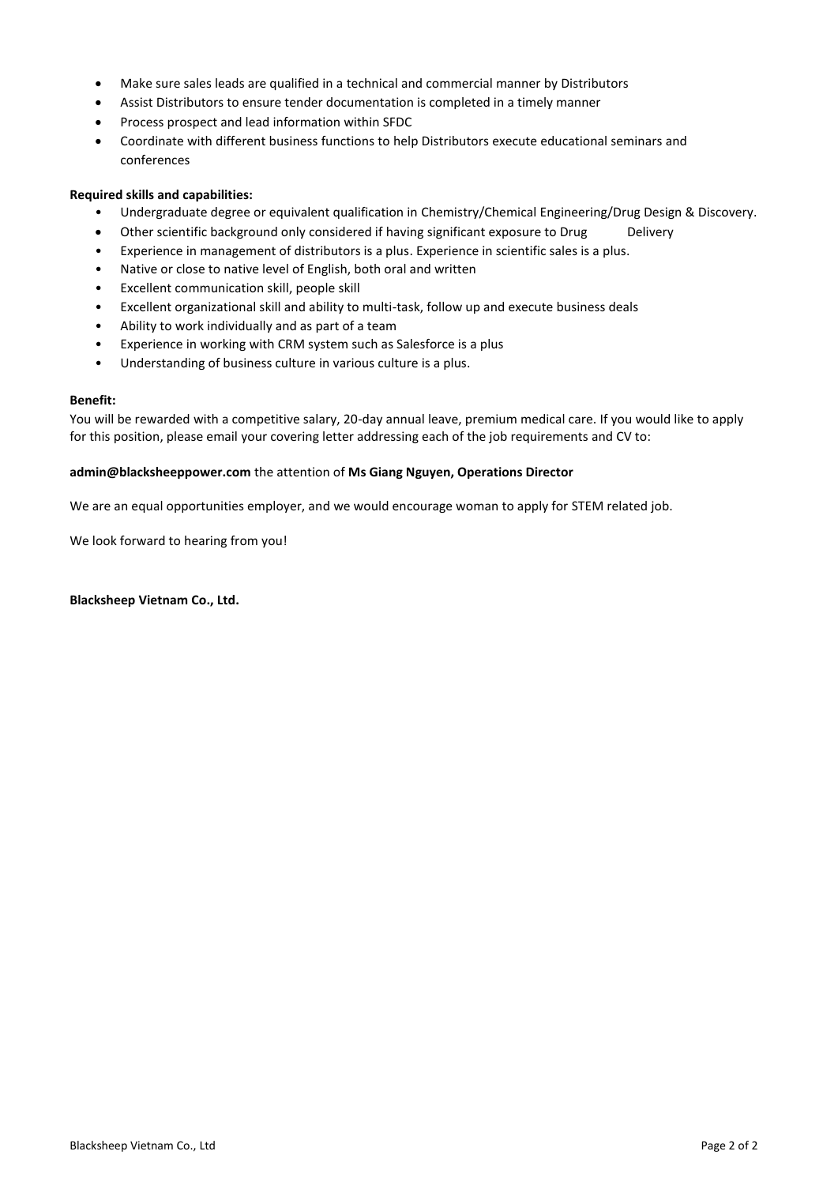- Make sure sales leads are qualified in a technical and commercial manner by Distributors
- Assist Distributors to ensure tender documentation is completed in a timely manner
- Process prospect and lead information within SFDC
- Coordinate with different business functions to help Distributors execute educational seminars and conferences

**Required skills and capabilities:**

- Undergraduate degree or equivalent qualification in Chemistry/Chemical Engineering/Drug Design & Discovery.
- Other scientific background only considered if having significant exposure to Drug Delivery
- Experience in management of distributors is a plus. Experience in scientific sales is a plus.
- Native or close to native level of English, both oral and written
- Excellent communication skill, people skill
- Excellent organizational skill and ability to multi-task, follow up and execute business deals
- Ability to work individually and as part of a team
- Experience in working with CRM system such as Salesforce is a plus
- Understanding of business culture in various culture is a plus.

**Benefit:**

You will be rewarded with a competitive salary, 20-day annual leave, premium medical care. If you would like to apply for this position, please email your covering letter addressing each of the job requirements and CV to:

**admin@blacksheeppower.com** the attention of **Ms Giang Nguyen, Operations Director**

We are an equal opportunities employer, and we would encourage woman to apply for STEM related job.

We look forward to hearing from you!

**Blacksheep Vietnam Co., Ltd.**